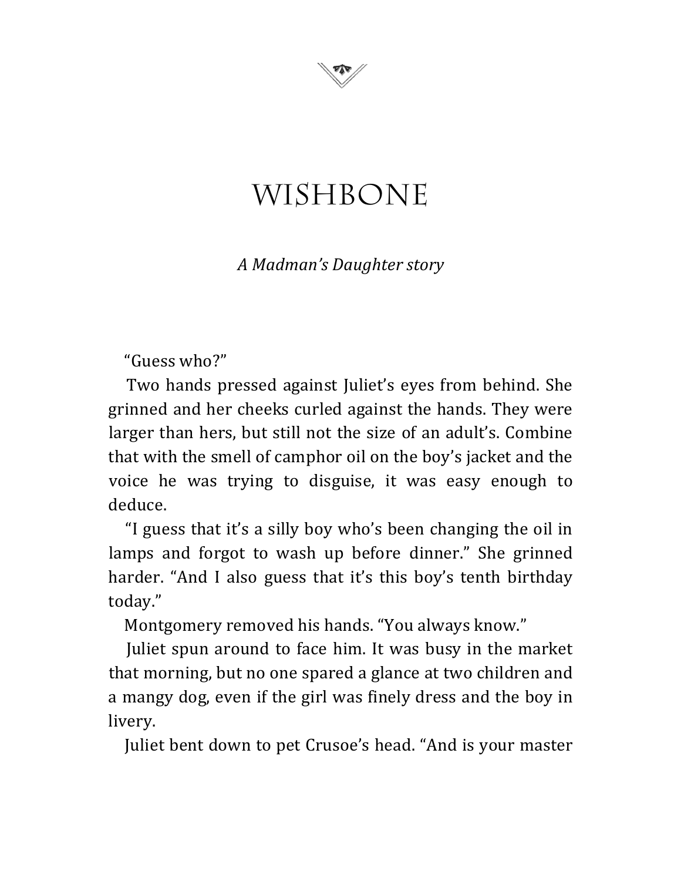# WISHBONE

*A Madman's Daughter story*

"Guess who?"

Two hands pressed against Juliet's eyes from behind. She grinned and her cheeks curled against the hands. They were larger than hers, but still not the size of an adult's. Combine that with the smell of camphor oil on the boy's jacket and the voice he was trying to disguise, it was easy enough to deduce.

"I guess that it's a silly boy who's been changing the oil in lamps and forgot to wash up before dinner." She grinned harder. "And I also guess that it's this boy's tenth birthday today."

Montgomery removed his hands. "You always know."

Juliet spun around to face him. It was busy in the market that morning, but no one spared a glance at two children and a mangy dog, even if the girl was finely dress and the boy in livery.

Juliet bent down to pet Crusoe's head. "And is your master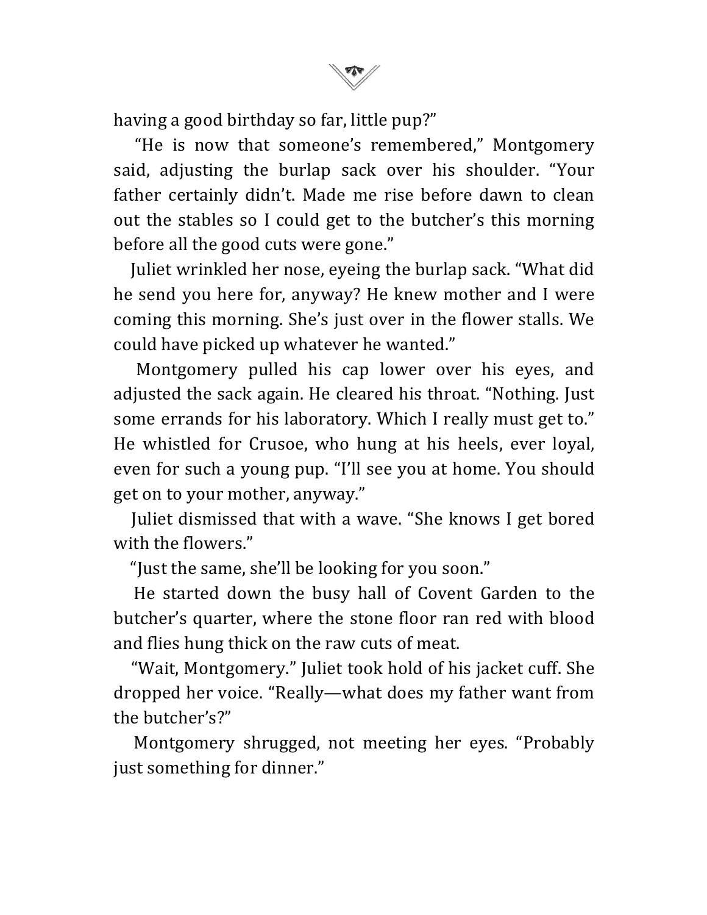having a good birthday so far, little pup?"

"He is now that someone's remembered," Montgomery said, adjusting the burlap sack over his shoulder. "Your father certainly didn't. Made me rise before dawn to clean out the stables so I could get to the butcher's this morning before all the good cuts were gone."

Juliet wrinkled her nose, eyeing the burlap sack. "What did he send you here for, anyway? He knew mother and I were coming this morning. She's just over in the flower stalls. We could have picked up whatever he wanted."

Montgomery pulled his cap lower over his eyes, and adjusted the sack again. He cleared his throat. "Nothing. Just some errands for his laboratory. Which I really must get to." He whistled for Crusoe, who hung at his heels, ever loyal, even for such a young pup. "I'll see you at home. You should get on to your mother, anyway."

Juliet dismissed that with a wave. "She knows I get bored with the flowers."

"Just the same, she'll be looking for you soon."

He started down the busy hall of Covent Garden to the butcher's quarter, where the stone floor ran red with blood and flies hung thick on the raw cuts of meat.

"Wait, Montgomery." Juliet took hold of his jacket cuff. She dropped her voice. "Really—what does my father want from the butcher's?"

Montgomery shrugged, not meeting her eyes. "Probably just something for dinner."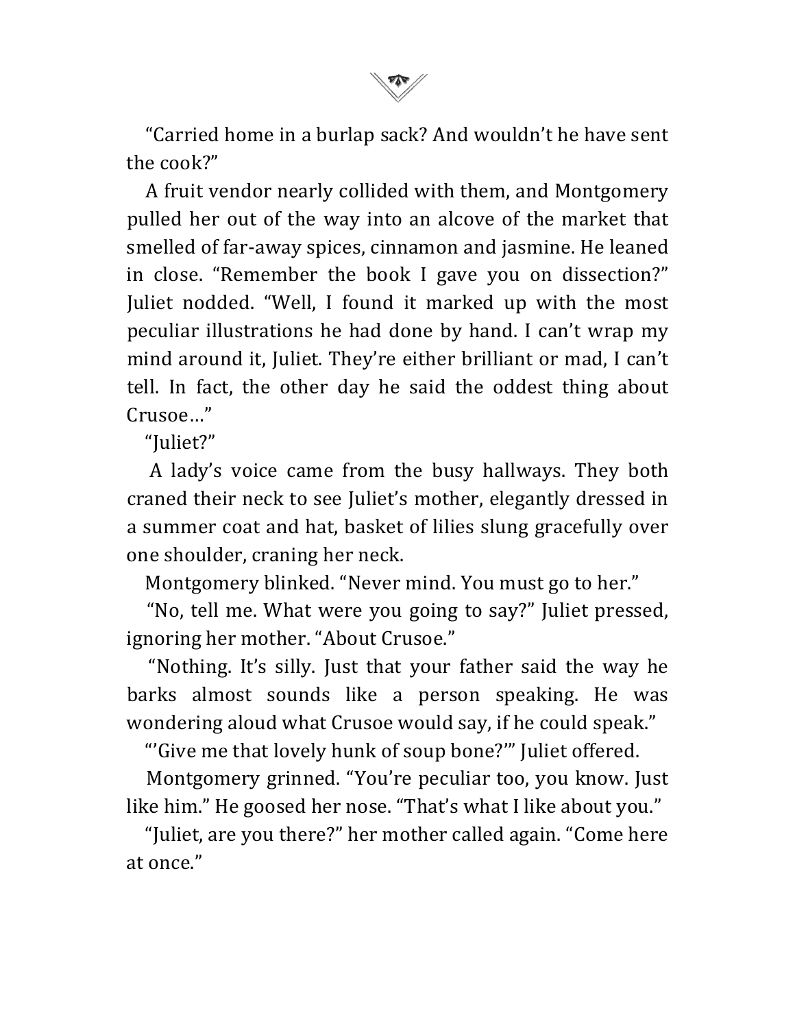"Carried home in a burlap sack? And wouldn't he have sent the cook?"

A fruit vendor nearly collided with them, and Montgomery pulled her out of the way into an alcove of the market that smelled of far-away spices, cinnamon and jasmine. He leaned in close. "Remember the book I gave you on dissection?" Juliet nodded. "Well, I found it marked up with the most peculiar illustrations he had done by hand. I can't wrap my mind around it, Juliet. They're either brilliant or mad, I can't tell. In fact, the other day he said the oddest thing about Crusoe…"

"Juliet?"

A lady's voice came from the busy hallways. They both craned their neck to see Juliet's mother, elegantly dressed in a summer coat and hat, basket of lilies slung gracefully over one shoulder, craning her neck.

Montgomery blinked. "Never mind. You must go to her."

"No, tell me. What were you going to say?" Juliet pressed, ignoring her mother. "About Crusoe."

"Nothing. It's silly. Just that your father said the way he barks almost sounds like a person speaking. He was wondering aloud what Crusoe would say, if he could speak."

"'Give me that lovely hunk of soup bone?'" Juliet offered.

Montgomery grinned. "You're peculiar too, you know. Just like him." He goosed her nose. "That's what I like about you."

"Juliet, are you there?" her mother called again. "Come here at once."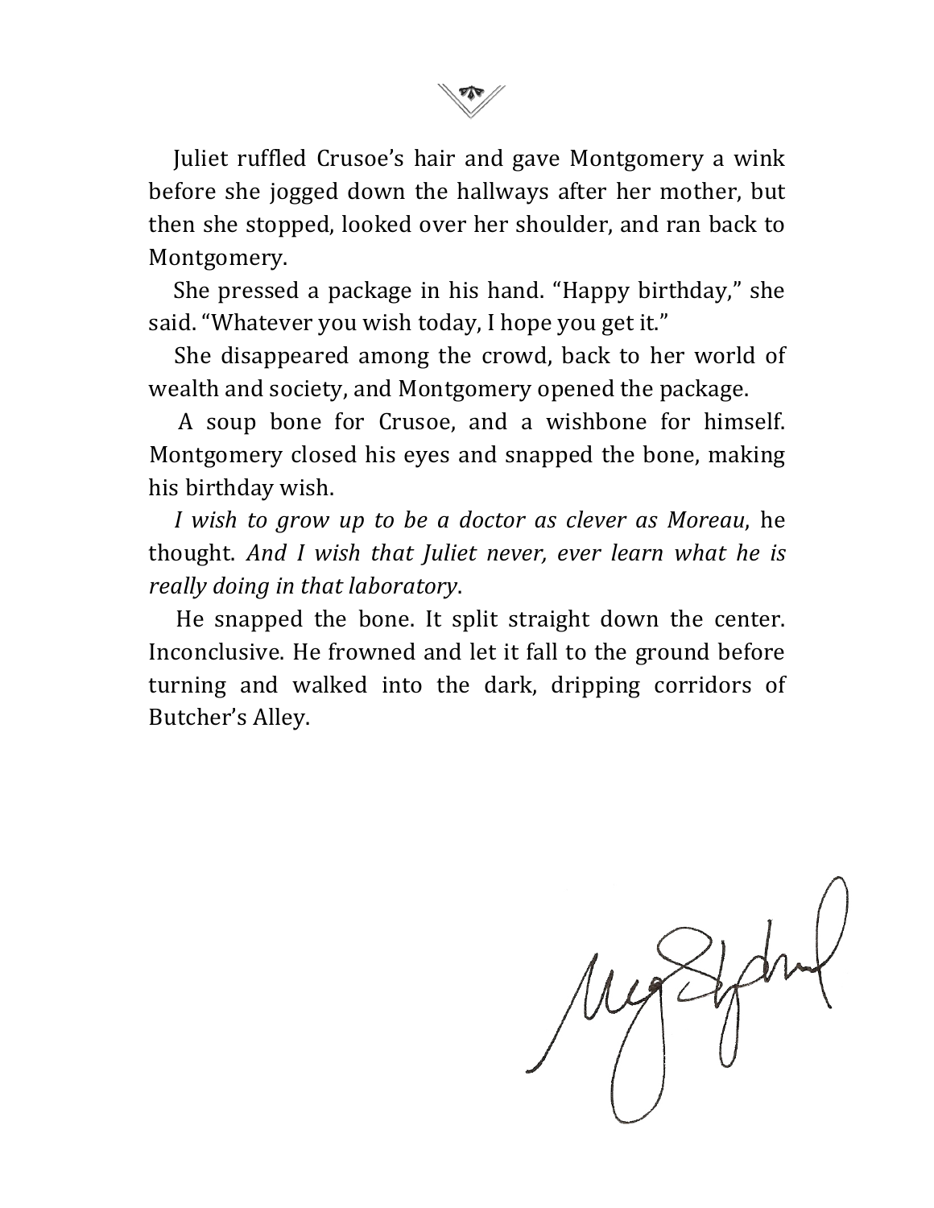Juliet ruffled Crusoe's hair and gave Montgomery a wink before she jogged down the hallways after her mother, but then she stopped, looked over her shoulder, and ran back to Montgomery.

She pressed a package in his hand. "Happy birthday," she said. "Whatever you wish today, I hope you get it."

She disappeared among the crowd, back to her world of wealth and society, and Montgomery opened the package.

A soup bone for Crusoe, and a wishbone for himself. Montgomery closed his eyes and snapped the bone, making his birthday wish.

*I wish to grow up to be a doctor as clever as Moreau*, he thought. *And I wish that Juliet never, ever learn what he is really doing in that laboratory*.

He snapped the bone. It split straight down the center. Inconclusive. He frowned and let it fall to the ground before turning and walked into the dark, dripping corridors of Butcher's Alley.